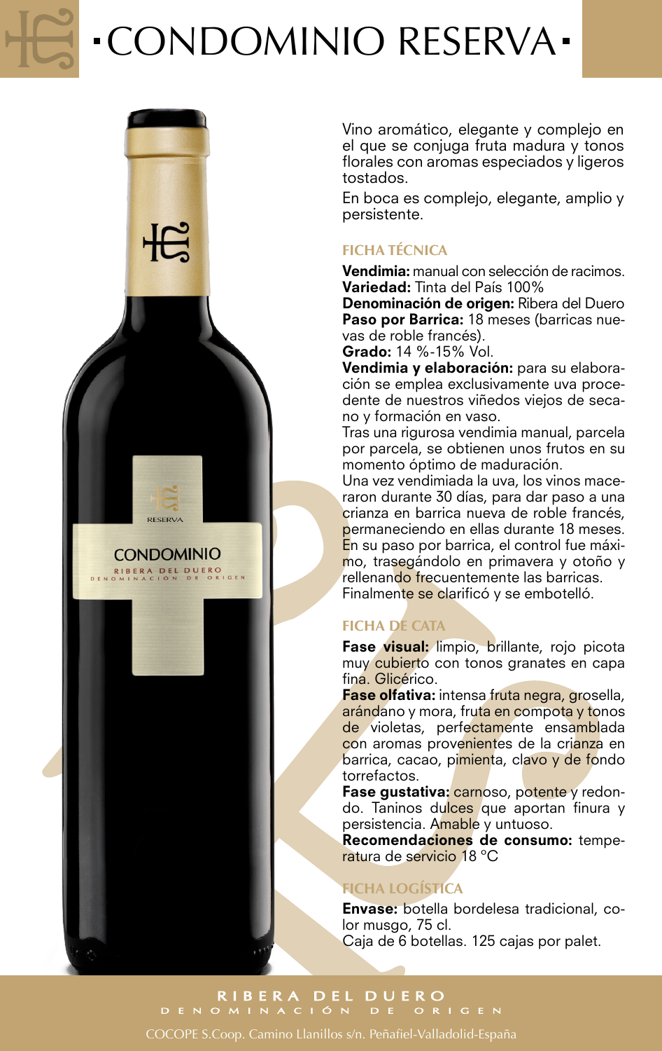# ·CONDOMINIO RESERVA·

Vino aromático, elegante y complejo en el que se conjuga fruta madura y tonos florales con aromas especiados y ligeros tostados.

En boca es complejo, elegante, amplio y persistente.

## FICHA TÉCNICA

**Vendimia:** manual con selección de racimos.
**Variedad:** Tinta del País 100%
**Denominación de origen:** Ribera del Duero
**Paso por Barrica:** 18 meses (barricas nuevas de roble francés).
**Grado:** 14 %-15% Vol.
**Vendimia y elaboración:** para su elaboración se emplea exclusivamente uva procedente de nuestros viñedos viejos de secano y formación en vaso.
Tras una rigurosa vendimia manual, parcela por parcela, se obtienen unos frutos en su momento óptimo de maduración.
Una vez vendimiada la uva, los vinos maceraron durante 30 días, para dar paso a una crianza en barrica nueva de roble francés, permaneciendo en ellas durante 18 meses. En su paso por barrica, el control fue máximo, trasegándolo en primavera y otoño y rellenando frecuentemente las barricas. Finalmente se clarificó y se embotelló.

## FICHA DE CATA

**Fase visual:** limpio, brillante, rojo picota muy cubierto con tonos granates en capa fina. Glicérico.
**Fase olfativa:** intensa fruta negra, grosella, arándano y mora, fruta en compota y tonos de violetas, perfectamente ensamblada con aromas provenientes de la crianza en barrica, cacao, pimienta, clavo y de fondo torrefactos.
**Fase gustativa:** carnoso, potente y redondo. Taninos dulces que aportan finura y persistencia. Amable y untuoso.
**Recomendaciones de consumo:** temperatura de servicio 18 °C

## FICHA LOGÍSTICA

**Envase:** botella bordelesa tradicional, color musgo, 75 cl.
Caja de 6 botellas. 125 cajas por palet.

RIBERA DEL DUERO
DENOMINACIÓN DE ORIGEN

COCOPE S.Coop. Camino Llanillos s/n. Peñafiel-Valladolid-España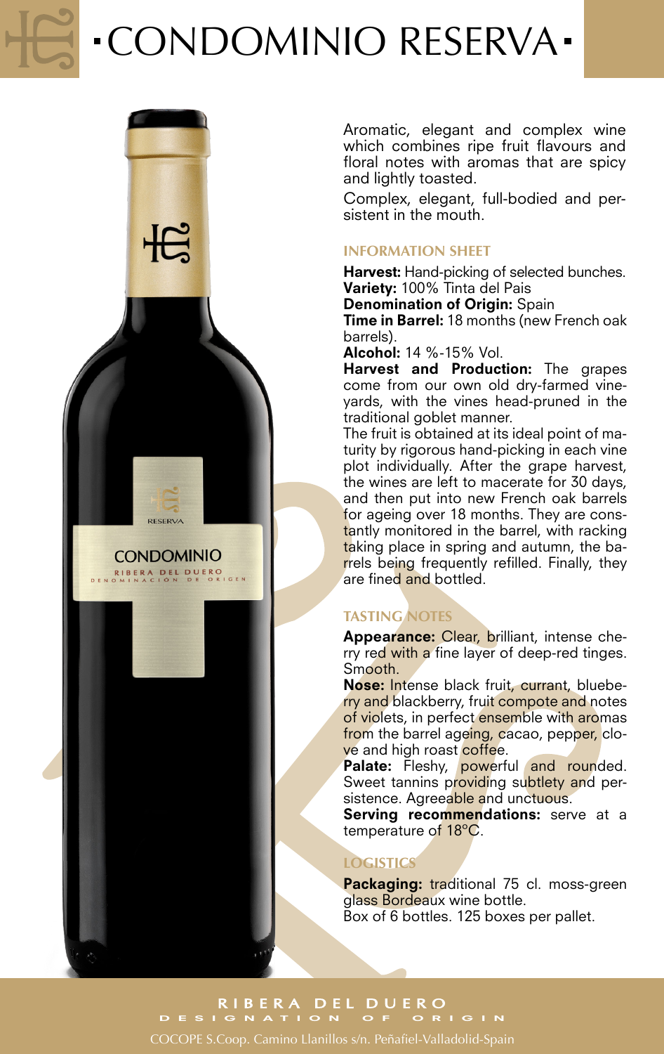# ▪CONDOMINIO RESERVA▪

Aromatic, elegant and complex wine which combines ripe fruit flavours and floral notes with aromas that are spicy and lightly toasted.

Complex, elegant, full-bodied and persistent in the mouth.

## INFORMATION SHEET

**Harvest:** Hand-picking of selected bunches.
**Variety:** 100% Tinta del Pais
**Denomination of Origin:** Spain
**Time in Barrel:** 18 months (new French oak barrels).
**Alcohol:** 14 %-15% Vol.
**Harvest and Production:** The grapes come from our own old dry-farmed vineyards, with the vines head-pruned in the traditional goblet manner.
The fruit is obtained at its ideal point of maturity by rigorous hand-picking in each vine plot individually. After the grape harvest, the wines are left to macerate for 30 days, and then put into new French oak barrels for ageing over 18 months. They are constantly monitored in the barrel, with racking taking place in spring and autumn, the barrels being frequently refilled. Finally, they are fined and bottled.

## TASTING NOTES

**Appearance:** Clear, brilliant, intense cherry red with a fine layer of deep-red tinges. Smooth.
**Nose:** Intense black fruit, currant, blueberry and blackberry, fruit compote and notes of violets, in perfect ensemble with aromas from the barrel ageing, cacao, pepper, clove and high roast coffee.
**Palate:** Fleshy, powerful and rounded. Sweet tannins providing subtlety and persistence. Agreeable and unctuous.
**Serving recommendations:** serve at a temperature of 18°C.

## LOGISTICS

**Packaging:** traditional 75 cl. moss-green glass Bordeaux wine bottle.
Box of 6 bottles. 125 boxes per pallet.

RIBERA DEL DUERO
DESIGNATION OF ORIGIN

COCOPE S.Coop. Camino Llanillos s/n. Peñafiel-Valladolid-Spain